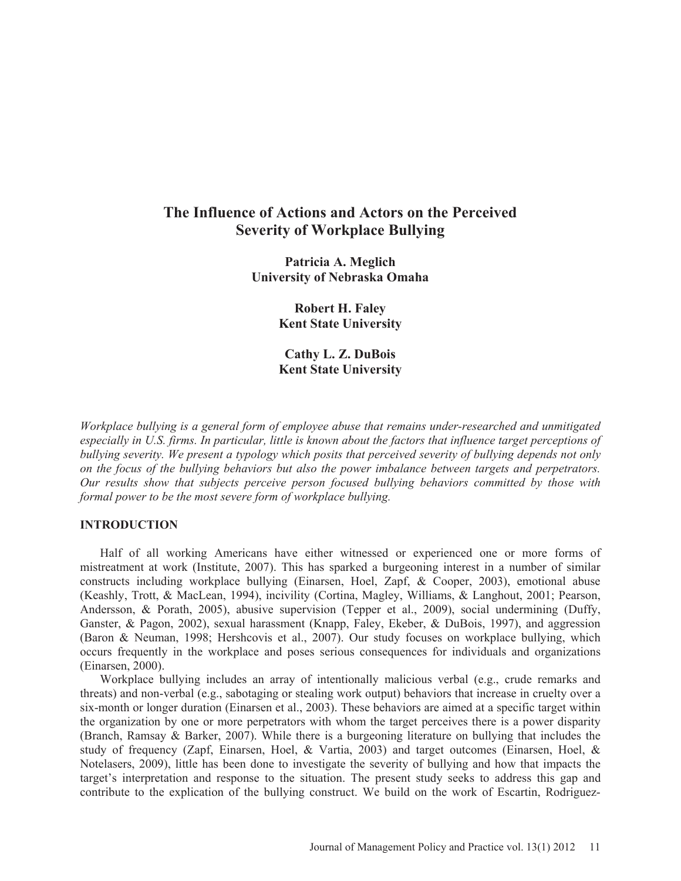# The Influence of Actions and Actors on the Perceived Severity of Workplace Bullying

**Patricia A. Meglich**
**University of Nebraska Omaha**

**Robert H. Faley**
**Kent State University**

**Cathy L. Z. DuBois**
**Kent State University**

*Workplace bullying is a general form of employee abuse that remains under-researched and unmitigated especially in U.S. firms. In particular, little is known about the factors that influence target perceptions of bullying severity. We present a typology which posits that perceived severity of bullying depends not only on the focus of the bullying behaviors but also the power imbalance between targets and perpetrators. Our results show that subjects perceive person focused bullying behaviors committed by those with formal power to be the most severe form of workplace bullying.*

## INTRODUCTION

Half of all working Americans have either witnessed or experienced one or more forms of mistreatment at work (Institute, 2007). This has sparked a burgeoning interest in a number of similar constructs including workplace bullying (Einarsen, Hoel, Zapf, & Cooper, 2003), emotional abuse (Keashly, Trott, & MacLean, 1994), incivility (Cortina, Magley, Williams, & Langhout, 2001; Pearson, Andersson, & Porath, 2005), abusive supervision (Tepper et al., 2009), social undermining (Duffy, Ganster, & Pagon, 2002), sexual harassment (Knapp, Faley, Ekeber, & DuBois, 1997), and aggression (Baron & Neuman, 1998; Hershcovis et al., 2007). Our study focuses on workplace bullying, which occurs frequently in the workplace and poses serious consequences for individuals and organizations (Einarsen, 2000).

Workplace bullying includes an array of intentionally malicious verbal (e.g., crude remarks and threats) and non-verbal (e.g., sabotaging or stealing work output) behaviors that increase in cruelty over a six-month or longer duration (Einarsen et al., 2003). These behaviors are aimed at a specific target within the organization by one or more perpetrators with whom the target perceives there is a power disparity (Branch, Ramsay & Barker, 2007). While there is a burgeoning literature on bullying that includes the study of frequency (Zapf, Einarsen, Hoel, & Vartia, 2003) and target outcomes (Einarsen, Hoel, & Notelasers, 2009), little has been done to investigate the severity of bullying and how that impacts the target's interpretation and response to the situation. The present study seeks to address this gap and contribute to the explication of the bullying construct. We build on the work of Escartin, Rodriguez-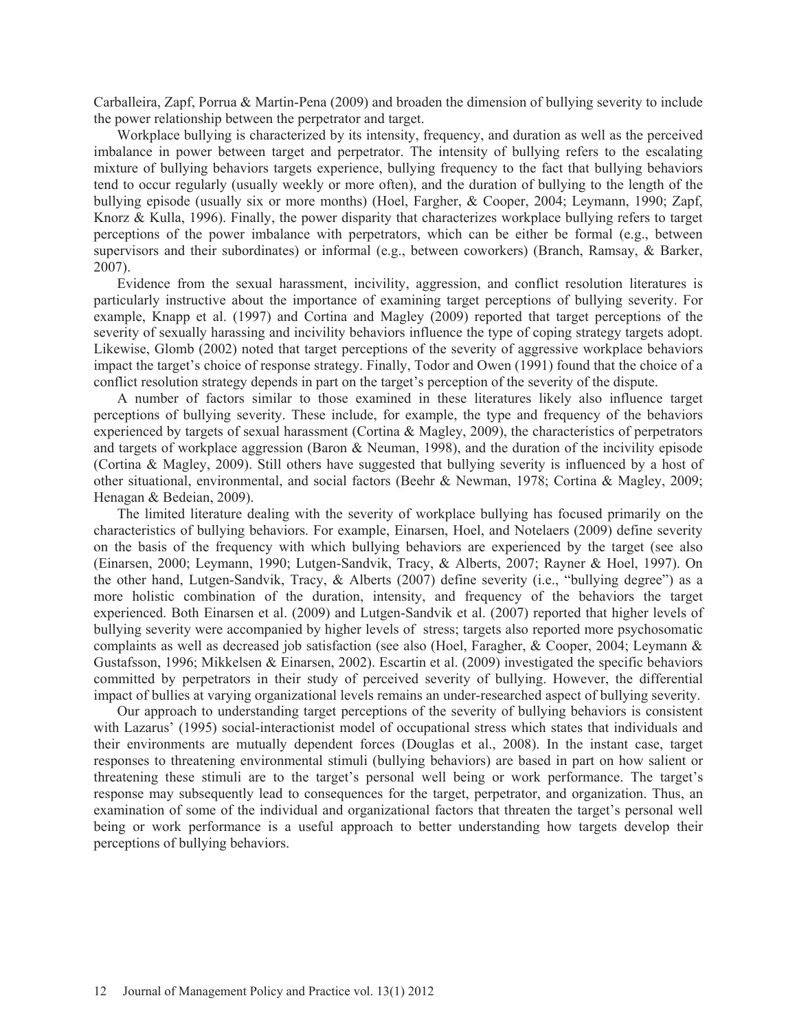Carballeira, Zapf, Porrua & Martin-Pena (2009) and broaden the dimension of bullying severity to include the power relationship between the perpetrator and target.

Workplace bullying is characterized by its intensity, frequency, and duration as well as the perceived imbalance in power between target and perpetrator. The intensity of bullying refers to the escalating mixture of bullying behaviors targets experience, bullying frequency to the fact that bullying behaviors tend to occur regularly (usually weekly or more often), and the duration of bullying to the length of the bullying episode (usually six or more months) (Hoel, Fargher, & Cooper, 2004; Leymann, 1990; Zapf, Knorz & Kulla, 1996). Finally, the power disparity that characterizes workplace bullying refers to target perceptions of the power imbalance with perpetrators, which can be either be formal (e.g., between supervisors and their subordinates) or informal (e.g., between coworkers) (Branch, Ramsay, & Barker, 2007).

Evidence from the sexual harassment, incivility, aggression, and conflict resolution literatures is particularly instructive about the importance of examining target perceptions of bullying severity. For example, Knapp et al. (1997) and Cortina and Magley (2009) reported that target perceptions of the severity of sexually harassing and incivility behaviors influence the type of coping strategy targets adopt. Likewise, Glomb (2002) noted that target perceptions of the severity of aggressive workplace behaviors impact the target's choice of response strategy. Finally, Todor and Owen (1991) found that the choice of a conflict resolution strategy depends in part on the target's perception of the severity of the dispute.

A number of factors similar to those examined in these literatures likely also influence target perceptions of bullying severity. These include, for example, the type and frequency of the behaviors experienced by targets of sexual harassment (Cortina & Magley, 2009), the characteristics of perpetrators and targets of workplace aggression (Baron & Neuman, 1998), and the duration of the incivility episode (Cortina & Magley, 2009). Still others have suggested that bullying severity is influenced by a host of other situational, environmental, and social factors (Beehr & Newman, 1978; Cortina & Magley, 2009; Henagan & Bedeian, 2009).

The limited literature dealing with the severity of workplace bullying has focused primarily on the characteristics of bullying behaviors. For example, Einarsen, Hoel, and Notelaers (2009) define severity on the basis of the frequency with which bullying behaviors are experienced by the target (see also (Einarsen, 2000; Leymann, 1990; Lutgen-Sandvik, Tracy, & Alberts, 2007; Rayner & Hoel, 1997). On the other hand, Lutgen-Sandvik, Tracy, & Alberts (2007) define severity (i.e., "bullying degree") as a more holistic combination of the duration, intensity, and frequency of the behaviors the target experienced. Both Einarsen et al. (2009) and Lutgen-Sandvik et al. (2007) reported that higher levels of bullying severity were accompanied by higher levels of stress; targets also reported more psychosomatic complaints as well as decreased job satisfaction (see also (Hoel, Faragher, & Cooper, 2004; Leymann & Gustafsson, 1996; Mikkelsen & Einarsen, 2002). Escartin et al. (2009) investigated the specific behaviors committed by perpetrators in their study of perceived severity of bullying. However, the differential impact of bullies at varying organizational levels remains an under-researched aspect of bullying severity.

Our approach to understanding target perceptions of the severity of bullying behaviors is consistent with Lazarus' (1995) social-interactionist model of occupational stress which states that individuals and their environments are mutually dependent forces (Douglas et al., 2008). In the instant case, target responses to threatening environmental stimuli (bullying behaviors) are based in part on how salient or threatening these stimuli are to the target's personal well being or work performance. The target's response may subsequently lead to consequences for the target, perpetrator, and organization. Thus, an examination of some of the individual and organizational factors that threaten the target's personal well being or work performance is a useful approach to better understanding how targets develop their perceptions of bullying behaviors.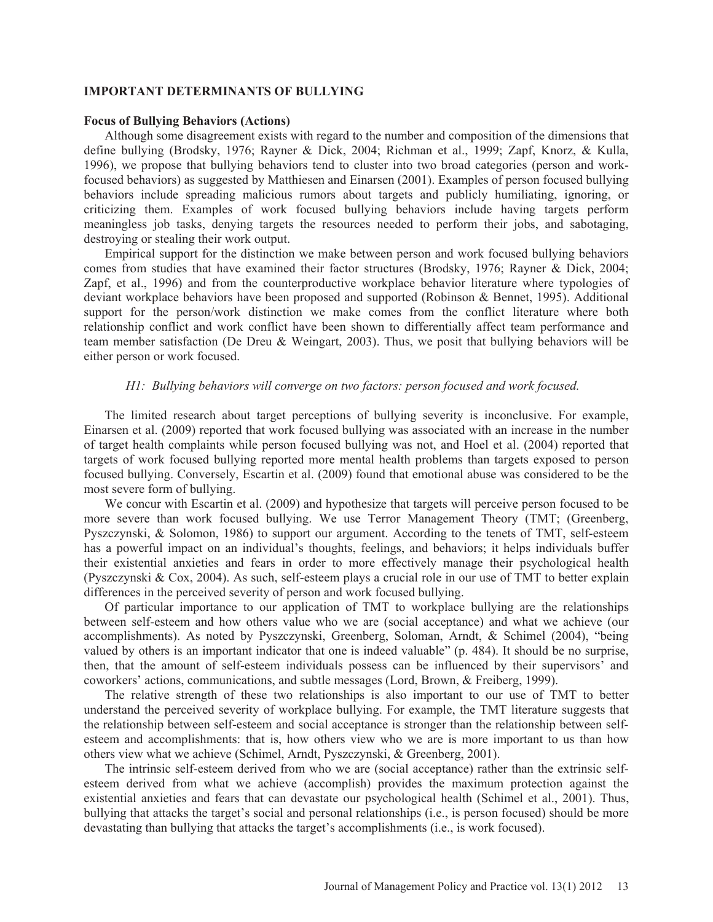## IMPORTANT DETERMINANTS OF BULLYING

### Focus of Bullying Behaviors (Actions)

Although some disagreement exists with regard to the number and composition of the dimensions that define bullying (Brodsky, 1976; Rayner & Dick, 2004; Richman et al., 1999; Zapf, Knorz, & Kulla, 1996), we propose that bullying behaviors tend to cluster into two broad categories (person and work-focused behaviors) as suggested by Matthiesen and Einarsen (2001). Examples of person focused bullying behaviors include spreading malicious rumors about targets and publicly humiliating, ignoring, or criticizing them. Examples of work focused bullying behaviors include having targets perform meaningless job tasks, denying targets the resources needed to perform their jobs, and sabotaging, destroying or stealing their work output.

Empirical support for the distinction we make between person and work focused bullying behaviors comes from studies that have examined their factor structures (Brodsky, 1976; Rayner & Dick, 2004; Zapf, et al., 1996) and from the counterproductive workplace behavior literature where typologies of deviant workplace behaviors have been proposed and supported (Robinson & Bennet, 1995). Additional support for the person/work distinction we make comes from the conflict literature where both relationship conflict and work conflict have been shown to differentially affect team performance and team member satisfaction (De Dreu & Weingart, 2003). Thus, we posit that bullying behaviors will be either person or work focused.

*H1: Bullying behaviors will converge on two factors: person focused and work focused.*

The limited research about target perceptions of bullying severity is inconclusive. For example, Einarsen et al. (2009) reported that work focused bullying was associated with an increase in the number of target health complaints while person focused bullying was not, and Hoel et al. (2004) reported that targets of work focused bullying reported more mental health problems than targets exposed to person focused bullying. Conversely, Escartin et al. (2009) found that emotional abuse was considered to be the most severe form of bullying.

We concur with Escartin et al. (2009) and hypothesize that targets will perceive person focused to be more severe than work focused bullying. We use Terror Management Theory (TMT; (Greenberg, Pyszczynski, & Solomon, 1986) to support our argument. According to the tenets of TMT, self-esteem has a powerful impact on an individual's thoughts, feelings, and behaviors; it helps individuals buffer their existential anxieties and fears in order to more effectively manage their psychological health (Pyszczynski & Cox, 2004). As such, self-esteem plays a crucial role in our use of TMT to better explain differences in the perceived severity of person and work focused bullying.

Of particular importance to our application of TMT to workplace bullying are the relationships between self-esteem and how others value who we are (social acceptance) and what we achieve (our accomplishments). As noted by Pyszczynski, Greenberg, Soloman, Arndt, & Schimel (2004), "being valued by others is an important indicator that one is indeed valuable" (p. 484). It should be no surprise, then, that the amount of self-esteem individuals possess can be influenced by their supervisors' and coworkers' actions, communications, and subtle messages (Lord, Brown, & Freiberg, 1999).

The relative strength of these two relationships is also important to our use of TMT to better understand the perceived severity of workplace bullying. For example, the TMT literature suggests that the relationship between self-esteem and social acceptance is stronger than the relationship between self-esteem and accomplishments: that is, how others view who we are is more important to us than how others view what we achieve (Schimel, Arndt, Pyszczynski, & Greenberg, 2001).

The intrinsic self-esteem derived from who we are (social acceptance) rather than the extrinsic self-esteem derived from what we achieve (accomplish) provides the maximum protection against the existential anxieties and fears that can devastate our psychological health (Schimel et al., 2001). Thus, bullying that attacks the target's social and personal relationships (i.e., is person focused) should be more devastating than bullying that attacks the target's accomplishments (i.e., is work focused).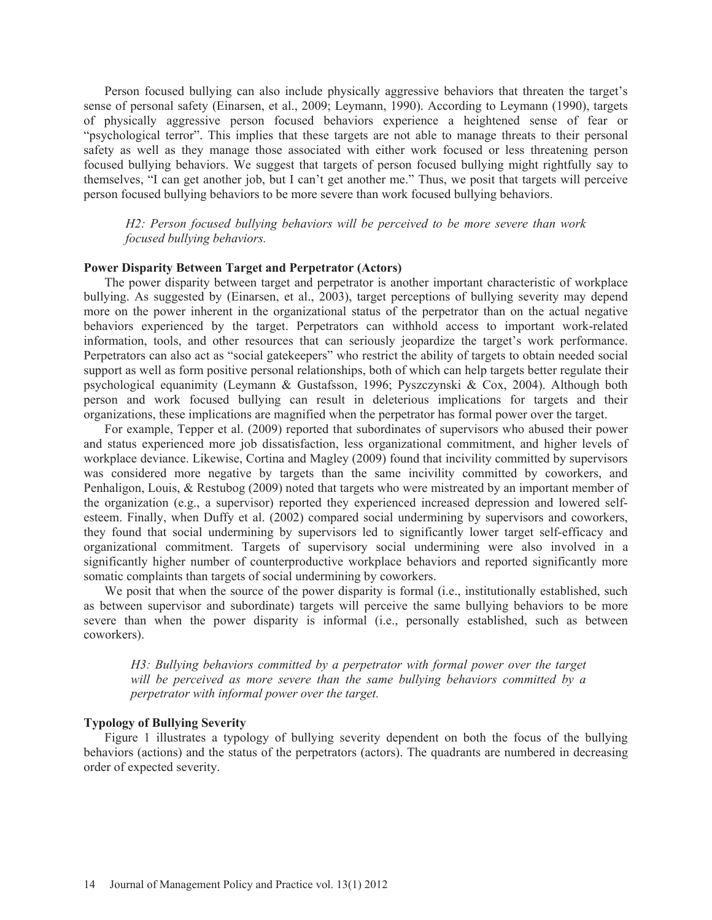Person focused bullying can also include physically aggressive behaviors that threaten the target's sense of personal safety (Einarsen, et al., 2009; Leymann, 1990). According to Leymann (1990), targets of physically aggressive person focused behaviors experience a heightened sense of fear or "psychological terror". This implies that these targets are not able to manage threats to their personal safety as well as they manage those associated with either work focused or less threatening person focused bullying behaviors. We suggest that targets of person focused bullying might rightfully say to themselves, "I can get another job, but I can't get another me." Thus, we posit that targets will perceive person focused bullying behaviors to be more severe than work focused bullying behaviors.

> *H2: Person focused bullying behaviors will be perceived to be more severe than work focused bullying behaviors.*

### Power Disparity Between Target and Perpetrator (Actors)

The power disparity between target and perpetrator is another important characteristic of workplace bullying. As suggested by (Einarsen, et al., 2003), target perceptions of bullying severity may depend more on the power inherent in the organizational status of the perpetrator than on the actual negative behaviors experienced by the target. Perpetrators can withhold access to important work-related information, tools, and other resources that can seriously jeopardize the target's work performance. Perpetrators can also act as "social gatekeepers" who restrict the ability of targets to obtain needed social support as well as form positive personal relationships, both of which can help targets better regulate their psychological equanimity (Leymann & Gustafsson, 1996; Pyszczynski & Cox, 2004). Although both person and work focused bullying can result in deleterious implications for targets and their organizations, these implications are magnified when the perpetrator has formal power over the target.

For example, Tepper et al. (2009) reported that subordinates of supervisors who abused their power and status experienced more job dissatisfaction, less organizational commitment, and higher levels of workplace deviance. Likewise, Cortina and Magley (2009) found that incivility committed by supervisors was considered more negative by targets than the same incivility committed by coworkers, and Penhaligon, Louis, & Restubog (2009) noted that targets who were mistreated by an important member of the organization (e.g., a supervisor) reported they experienced increased depression and lowered self-esteem. Finally, when Duffy et al. (2002) compared social undermining by supervisors and coworkers, they found that social undermining by supervisors led to significantly lower target self-efficacy and organizational commitment. Targets of supervisory social undermining were also involved in a significantly higher number of counterproductive workplace behaviors and reported significantly more somatic complaints than targets of social undermining by coworkers.

We posit that when the source of the power disparity is formal (i.e., institutionally established, such as between supervisor and subordinate) targets will perceive the same bullying behaviors to be more severe than when the power disparity is informal (i.e., personally established, such as between coworkers).

> *H3: Bullying behaviors committed by a perpetrator with formal power over the target will be perceived as more severe than the same bullying behaviors committed by a perpetrator with informal power over the target.*

### Typology of Bullying Severity

Figure 1 illustrates a typology of bullying severity dependent on both the focus of the bullying behaviors (actions) and the status of the perpetrators (actors). The quadrants are numbered in decreasing order of expected severity.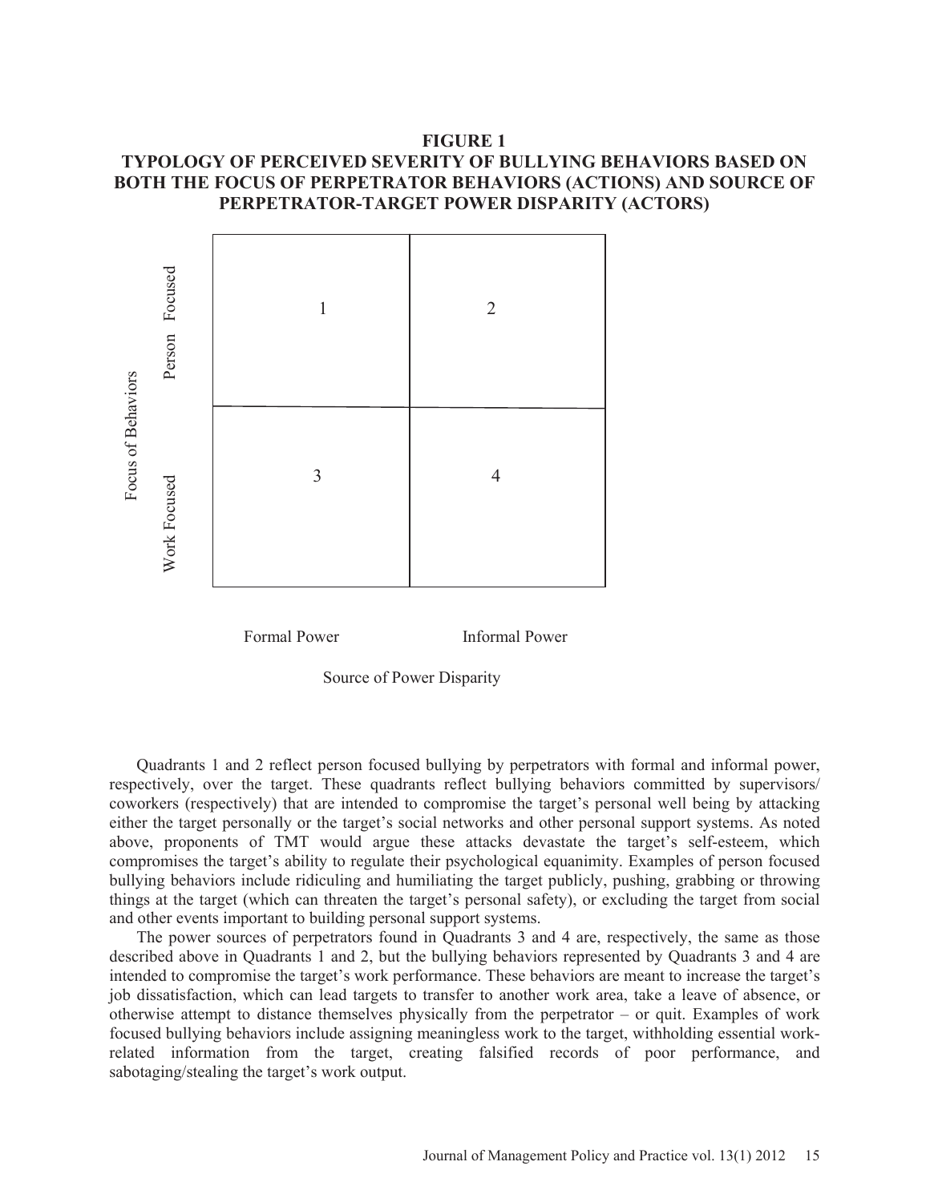**FIGURE 1**
**TYPOLOGY OF PERCEIVED SEVERITY OF BULLYING BEHAVIORS BASED ON BOTH THE FOCUS OF PERPETRATOR BEHAVIORS (ACTIONS) AND SOURCE OF PERPETRATOR-TARGET POWER DISPARITY (ACTORS)**

| Focus of Behaviors | Formal Power | Informal Power |
|---|---|---|
| Person Focused | 1 | 2 |
| Work Focused | 3 | 4 |

Source of Power Disparity

Quadrants 1 and 2 reflect person focused bullying by perpetrators with formal and informal power, respectively, over the target. These quadrants reflect bullying behaviors committed by supervisors/ coworkers (respectively) that are intended to compromise the target's personal well being by attacking either the target personally or the target's social networks and other personal support systems. As noted above, proponents of TMT would argue these attacks devastate the target's self-esteem, which compromises the target's ability to regulate their psychological equanimity. Examples of person focused bullying behaviors include ridiculing and humiliating the target publicly, pushing, grabbing or throwing things at the target (which can threaten the target's personal safety), or excluding the target from social and other events important to building personal support systems.

The power sources of perpetrators found in Quadrants 3 and 4 are, respectively, the same as those described above in Quadrants 1 and 2, but the bullying behaviors represented by Quadrants 3 and 4 are intended to compromise the target's work performance. These behaviors are meant to increase the target's job dissatisfaction, which can lead targets to transfer to another work area, take a leave of absence, or otherwise attempt to distance themselves physically from the perpetrator – or quit. Examples of work focused bullying behaviors include assigning meaningless work to the target, withholding essential work-related information from the target, creating falsified records of poor performance, and sabotaging/stealing the target's work output.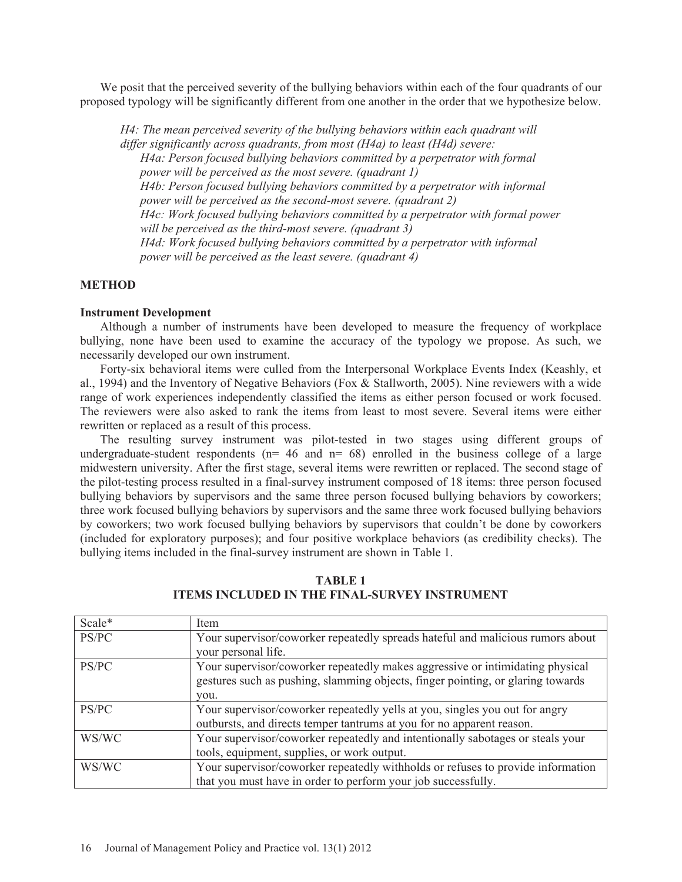We posit that the perceived severity of the bullying behaviors within each of the four quadrants of our proposed typology will be significantly different from one another in the order that we hypothesize below.

> *H4: The mean perceived severity of the bullying behaviors within each quadrant will differ significantly across quadrants, from most (H4a) to least (H4d) severe:*
> 
> *H4a: Person focused bullying behaviors committed by a perpetrator with formal power will be perceived as the most severe. (quadrant 1)*
> 
> *H4b: Person focused bullying behaviors committed by a perpetrator with informal power will be perceived as the second-most severe. (quadrant 2)*
> 
> *H4c: Work focused bullying behaviors committed by a perpetrator with formal power will be perceived as the third-most severe. (quadrant 3)*
> 
> *H4d: Work focused bullying behaviors committed by a perpetrator with informal power will be perceived as the least severe. (quadrant 4)*

## METHOD

### Instrument Development

Although a number of instruments have been developed to measure the frequency of workplace bullying, none have been used to examine the accuracy of the typology we propose. As such, we necessarily developed our own instrument.

Forty-six behavioral items were culled from the Interpersonal Workplace Events Index (Keashly, et al., 1994) and the Inventory of Negative Behaviors (Fox & Stallworth, 2005). Nine reviewers with a wide range of work experiences independently classified the items as either person focused or work focused. The reviewers were also asked to rank the items from least to most severe. Several items were either rewritten or replaced as a result of this process.

The resulting survey instrument was pilot-tested in two stages using different groups of undergraduate-student respondents (n= 46 and n= 68) enrolled in the business college of a large midwestern university. After the first stage, several items were rewritten or replaced. The second stage of the pilot-testing process resulted in a final-survey instrument composed of 18 items: three person focused bullying behaviors by supervisors and the same three person focused bullying behaviors by coworkers; three work focused bullying behaviors by supervisors and the same three work focused bullying behaviors by coworkers; two work focused bullying behaviors by supervisors that couldn't be done by coworkers (included for exploratory purposes); and four positive workplace behaviors (as credibility checks). The bullying items included in the final-survey instrument are shown in Table 1.

**TABLE 1**
**ITEMS INCLUDED IN THE FINAL-SURVEY INSTRUMENT**

| Scale* | Item |
|---|---|
| PS/PC | Your supervisor/coworker repeatedly spreads hateful and malicious rumors about your personal life. |
| PS/PC | Your supervisor/coworker repeatedly makes aggressive or intimidating physical gestures such as pushing, slamming objects, finger pointing, or glaring towards you. |
| PS/PC | Your supervisor/coworker repeatedly yells at you, singles you out for angry outbursts, and directs temper tantrums at you for no apparent reason. |
| WS/WC | Your supervisor/coworker repeatedly and intentionally sabotages or steals your tools, equipment, supplies, or work output. |
| WS/WC | Your supervisor/coworker repeatedly withholds or refuses to provide information that you must have in order to perform your job successfully. |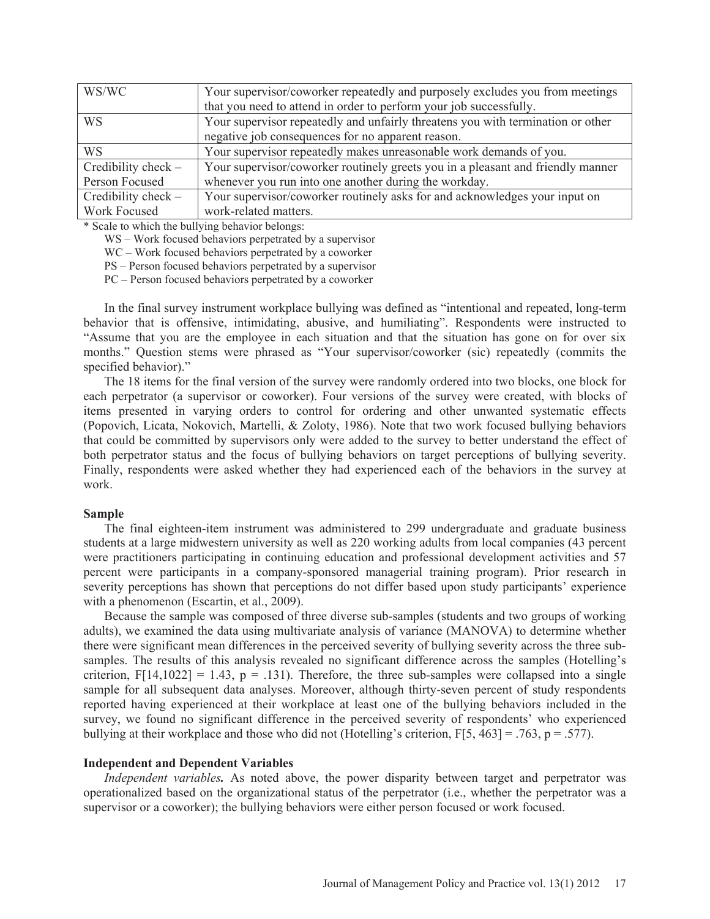| | |
|---|---|
| WS/WC | Your supervisor/coworker repeatedly and purposely excludes you from meetings that you need to attend in order to perform your job successfully. |
| WS | Your supervisor repeatedly and unfairly threatens you with termination or other negative job consequences for no apparent reason. |
| WS | Your supervisor repeatedly makes unreasonable work demands of you. |
| Credibility check – Person Focused | Your supervisor/coworker routinely greets you in a pleasant and friendly manner whenever you run into one another during the workday. |
| Credibility check – Work Focused | Your supervisor/coworker routinely asks for and acknowledges your input on work-related matters. |

\* Scale to which the bullying behavior belongs:

WS – Work focused behaviors perpetrated by a supervisor
WC – Work focused behaviors perpetrated by a coworker
PS – Person focused behaviors perpetrated by a supervisor
PC – Person focused behaviors perpetrated by a coworker

In the final survey instrument workplace bullying was defined as "intentional and repeated, long-term behavior that is offensive, intimidating, abusive, and humiliating". Respondents were instructed to "Assume that you are the employee in each situation and that the situation has gone on for over six months." Question stems were phrased as "Your supervisor/coworker (sic) repeatedly (commits the specified behavior)."

The 18 items for the final version of the survey were randomly ordered into two blocks, one block for each perpetrator (a supervisor or coworker). Four versions of the survey were created, with blocks of items presented in varying orders to control for ordering and other unwanted systematic effects (Popovich, Licata, Nokovich, Martelli, & Zoloty, 1986). Note that two work focused bullying behaviors that could be committed by supervisors only were added to the survey to better understand the effect of both perpetrator status and the focus of bullying behaviors on target perceptions of bullying severity. Finally, respondents were asked whether they had experienced each of the behaviors in the survey at work.

### Sample

The final eighteen-item instrument was administered to 299 undergraduate and graduate business students at a large midwestern university as well as 220 working adults from local companies (43 percent were practitioners participating in continuing education and professional development activities and 57 percent were participants in a company-sponsored managerial training program). Prior research in severity perceptions has shown that perceptions do not differ based upon study participants' experience with a phenomenon (Escartin, et al., 2009).

Because the sample was composed of three diverse sub-samples (students and two groups of working adults), we examined the data using multivariate analysis of variance (MANOVA) to determine whether there were significant mean differences in the perceived severity of bullying severity across the three sub-samples. The results of this analysis revealed no significant difference across the samples (Hotelling's criterion, $F[14,1022] = 1.43$, $p = .131$). Therefore, the three sub-samples were collapsed into a single sample for all subsequent data analyses. Moreover, although thirty-seven percent of study respondents reported having experienced at their workplace at least one of the bullying behaviors included in the survey, we found no significant difference in the perceived severity of respondents' who experienced bullying at their workplace and those who did not (Hotelling's criterion, $F[5, 463] = .763$, $p = .577$).

### Independent and Dependent Variables

***Independent variables.*** As noted above, the power disparity between target and perpetrator was operationalized based on the organizational status of the perpetrator (i.e., whether the perpetrator was a supervisor or a coworker); the bullying behaviors were either person focused or work focused.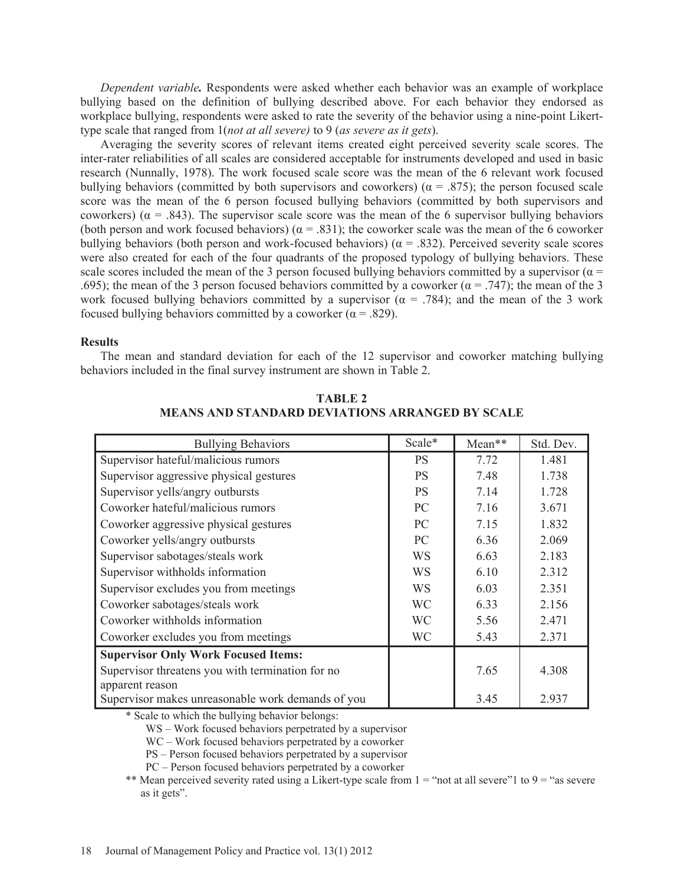*Dependent variable.* Respondents were asked whether each behavior was an example of workplace bullying based on the definition of bullying described above. For each behavior they endorsed as workplace bullying, respondents were asked to rate the severity of the behavior using a nine-point Likert-type scale that ranged from 1(*not at all severe)* to 9 (*as severe as it gets*).

Averaging the severity scores of relevant items created eight perceived severity scale scores. The inter-rater reliabilities of all scales are considered acceptable for instruments developed and used in basic research (Nunnally, 1978). The work focused scale score was the mean of the 6 relevant work focused bullying behaviors (committed by both supervisors and coworkers) ($\alpha = .875$); the person focused scale score was the mean of the 6 person focused bullying behaviors (committed by both supervisors and coworkers) ($\alpha = .843$). The supervisor scale score was the mean of the 6 supervisor bullying behaviors (both person and work focused behaviors) ($\alpha = .831$); the coworker scale was the mean of the 6 coworker bullying behaviors (both person and work-focused behaviors) ($\alpha = .832$). Perceived severity scale scores were also created for each of the four quadrants of the proposed typology of bullying behaviors. These scale scores included the mean of the 3 person focused bullying behaviors committed by a supervisor ($\alpha = .695$); the mean of the 3 person focused behaviors committed by a coworker ($\alpha = .747$); the mean of the 3 work focused bullying behaviors committed by a supervisor ($\alpha = .784$); and the mean of the 3 work focused bullying behaviors committed by a coworker ($\alpha = .829$).

## Results

The mean and standard deviation for each of the 12 supervisor and coworker matching bullying behaviors included in the final survey instrument are shown in Table 2.

**TABLE 2**
**MEANS AND STANDARD DEVIATIONS ARRANGED BY SCALE**

| Bullying Behaviors | Scale* | Mean** | Std. Dev. |
|---|---|---|---|
| Supervisor hateful/malicious rumors | PS | 7.72 | 1.481 |
| Supervisor aggressive physical gestures | PS | 7.48 | 1.738 |
| Supervisor yells/angry outbursts | PS | 7.14 | 1.728 |
| Coworker hateful/malicious rumors | PC | 7.16 | 3.671 |
| Coworker aggressive physical gestures | PC | 7.15 | 1.832 |
| Coworker yells/angry outbursts | PC | 6.36 | 2.069 |
| Supervisor sabotages/steals work | WS | 6.63 | 2.183 |
| Supervisor withholds information | WS | 6.10 | 2.312 |
| Supervisor excludes you from meetings | WS | 6.03 | 2.351 |
| Coworker sabotages/steals work | WC | 6.33 | 2.156 |
| Coworker withholds information | WC | 5.56 | 2.471 |
| Coworker excludes you from meetings | WC | 5.43 | 2.371 |
| **Supervisor Only Work Focused Items:** | | | |
| Supervisor threatens you with termination for no apparent reason | | 7.65 | 4.308 |
| Supervisor makes unreasonable work demands of you | | 3.45 | 2.937 |

\* Scale to which the bullying behavior belongs:

WS – Work focused behaviors perpetrated by a supervisor
WC – Work focused behaviors perpetrated by a coworker
PS – Person focused behaviors perpetrated by a supervisor
PC – Person focused behaviors perpetrated by a coworker

** Mean perceived severity rated using a Likert-type scale from 1 = "not at all severe"1 to 9 = "as severe as it gets".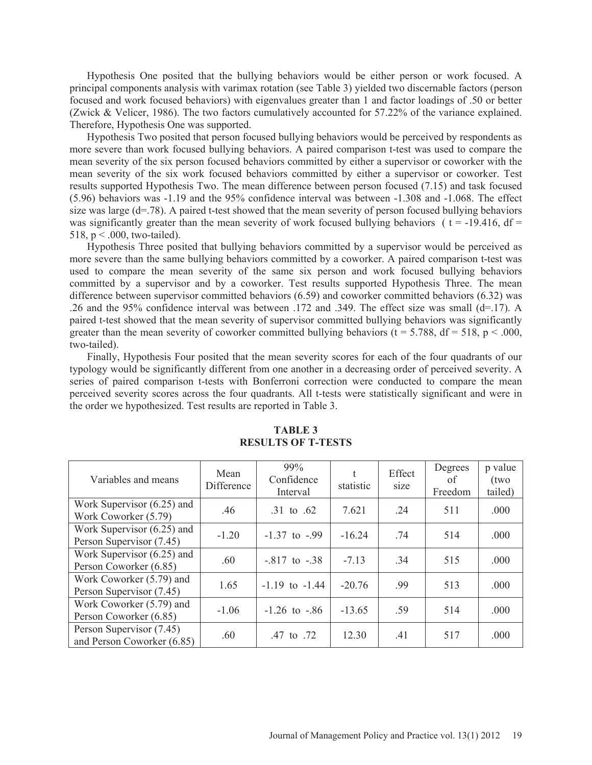Hypothesis One posited that the bullying behaviors would be either person or work focused. A principal components analysis with varimax rotation (see Table 3) yielded two discernable factors (person focused and work focused behaviors) with eigenvalues greater than 1 and factor loadings of .50 or better (Zwick & Velicer, 1986). The two factors cumulatively accounted for 57.22% of the variance explained. Therefore, Hypothesis One was supported.

Hypothesis Two posited that person focused bullying behaviors would be perceived by respondents as more severe than work focused bullying behaviors. A paired comparison t-test was used to compare the mean severity of the six person focused behaviors committed by either a supervisor or coworker with the mean severity of the six work focused behaviors committed by either a supervisor or coworker. Test results supported Hypothesis Two. The mean difference between person focused (7.15) and task focused (5.96) behaviors was -1.19 and the 95% confidence interval was between -1.308 and -1.068. The effect size was large (d=.78). A paired t-test showed that the mean severity of person focused bullying behaviors was significantly greater than the mean severity of work focused bullying behaviors ( $t = -19.416$, $df = 518$, $p < .000$, two-tailed).

Hypothesis Three posited that bullying behaviors committed by a supervisor would be perceived as more severe than the same bullying behaviors committed by a coworker. A paired comparison t-test was used to compare the mean severity of the same six person and work focused bullying behaviors committed by a supervisor and by a coworker. Test results supported Hypothesis Three. The mean difference between supervisor committed behaviors (6.59) and coworker committed behaviors (6.32) was .26 and the 95% confidence interval was between .172 and .349. The effect size was small (d=.17). A paired t-test showed that the mean severity of supervisor committed bullying behaviors was significantly greater than the mean severity of coworker committed bullying behaviors ($t = 5.788$, $df = 518$, $p < .000$, two-tailed).

Finally, Hypothesis Four posited that the mean severity scores for each of the four quadrants of our typology would be significantly different from one another in a decreasing order of perceived severity. A series of paired comparison t-tests with Bonferroni correction were conducted to compare the mean perceived severity scores across the four quadrants. All t-tests were statistically significant and were in the order we hypothesized. Test results are reported in Table 3.

**TABLE 3**
**RESULTS OF T-TESTS**

| Variables and means | Mean Difference | 99% Confidence Interval | t statistic | Effect size | Degrees of Freedom | p value (two tailed) |
|---|---|---|---|---|---|---|
| Work Supervisor (6.25) and Work Coworker (5.79) | .46 | .31 to .62 | 7.621 | .24 | 511 | .000 |
| Work Supervisor (6.25) and Person Supervisor (7.45) | -1.20 | -1.37 to -.99 | -16.24 | .74 | 514 | .000 |
| Work Supervisor (6.25) and Person Coworker (6.85) | .60 | -.817 to -.38 | -7.13 | .34 | 515 | .000 |
| Work Coworker (5.79) and Person Supervisor (7.45) | 1.65 | -1.19 to -1.44 | -20.76 | .99 | 513 | .000 |
| Work Coworker (5.79) and Person Coworker (6.85) | -1.06 | -1.26 to -.86 | -13.65 | .59 | 514 | .000 |
| Person Supervisor (7.45) and Person Coworker (6.85) | .60 | .47 to .72 | 12.30 | .41 | 517 | .000 |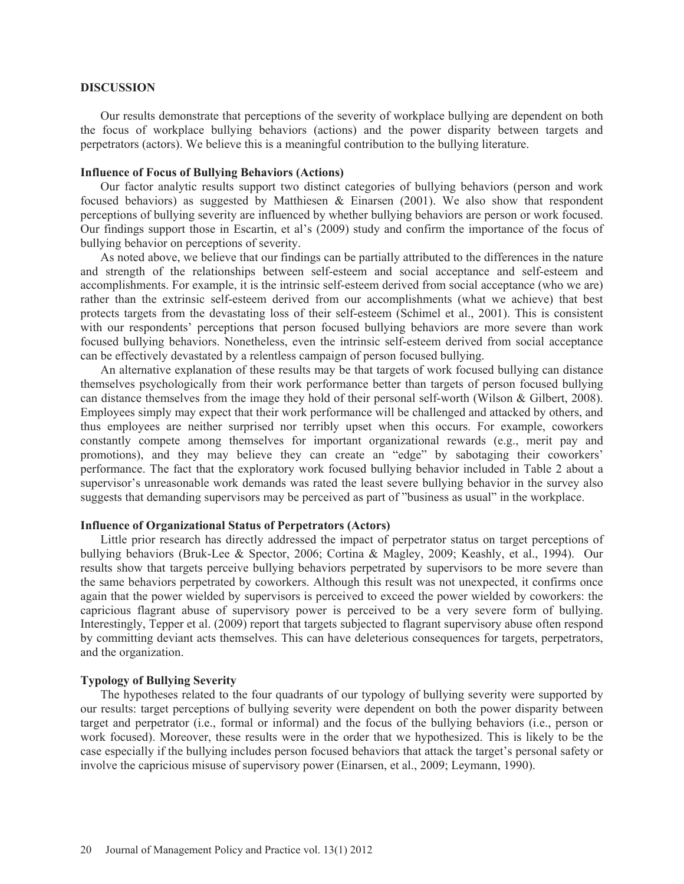## DISCUSSION

Our results demonstrate that perceptions of the severity of workplace bullying are dependent on both the focus of workplace bullying behaviors (actions) and the power disparity between targets and perpetrators (actors). We believe this is a meaningful contribution to the bullying literature.

### Influence of Focus of Bullying Behaviors (Actions)

Our factor analytic results support two distinct categories of bullying behaviors (person and work focused behaviors) as suggested by Matthiesen & Einarsen (2001). We also show that respondent perceptions of bullying severity are influenced by whether bullying behaviors are person or work focused. Our findings support those in Escartin, et al's (2009) study and confirm the importance of the focus of bullying behavior on perceptions of severity.

As noted above, we believe that our findings can be partially attributed to the differences in the nature and strength of the relationships between self-esteem and social acceptance and self-esteem and accomplishments. For example, it is the intrinsic self-esteem derived from social acceptance (who we are) rather than the extrinsic self-esteem derived from our accomplishments (what we achieve) that best protects targets from the devastating loss of their self-esteem (Schimel et al., 2001). This is consistent with our respondents' perceptions that person focused bullying behaviors are more severe than work focused bullying behaviors. Nonetheless, even the intrinsic self-esteem derived from social acceptance can be effectively devastated by a relentless campaign of person focused bullying.

An alternative explanation of these results may be that targets of work focused bullying can distance themselves psychologically from their work performance better than targets of person focused bullying can distance themselves from the image they hold of their personal self-worth (Wilson & Gilbert, 2008). Employees simply may expect that their work performance will be challenged and attacked by others, and thus employees are neither surprised nor terribly upset when this occurs. For example, coworkers constantly compete among themselves for important organizational rewards (e.g., merit pay and promotions), and they may believe they can create an "edge" by sabotaging their coworkers' performance. The fact that the exploratory work focused bullying behavior included in Table 2 about a supervisor's unreasonable work demands was rated the least severe bullying behavior in the survey also suggests that demanding supervisors may be perceived as part of "business as usual" in the workplace.

### Influence of Organizational Status of Perpetrators (Actors)

Little prior research has directly addressed the impact of perpetrator status on target perceptions of bullying behaviors (Bruk-Lee & Spector, 2006; Cortina & Magley, 2009; Keashly, et al., 1994). Our results show that targets perceive bullying behaviors perpetrated by supervisors to be more severe than the same behaviors perpetrated by coworkers. Although this result was not unexpected, it confirms once again that the power wielded by supervisors is perceived to exceed the power wielded by coworkers: the capricious flagrant abuse of supervisory power is perceived to be a very severe form of bullying. Interestingly, Tepper et al. (2009) report that targets subjected to flagrant supervisory abuse often respond by committing deviant acts themselves. This can have deleterious consequences for targets, perpetrators, and the organization.

### Typology of Bullying Severity

The hypotheses related to the four quadrants of our typology of bullying severity were supported by our results: target perceptions of bullying severity were dependent on both the power disparity between target and perpetrator (i.e., formal or informal) and the focus of the bullying behaviors (i.e., person or work focused). Moreover, these results were in the order that we hypothesized. This is likely to be the case especially if the bullying includes person focused behaviors that attack the target's personal safety or involve the capricious misuse of supervisory power (Einarsen, et al., 2009; Leymann, 1990).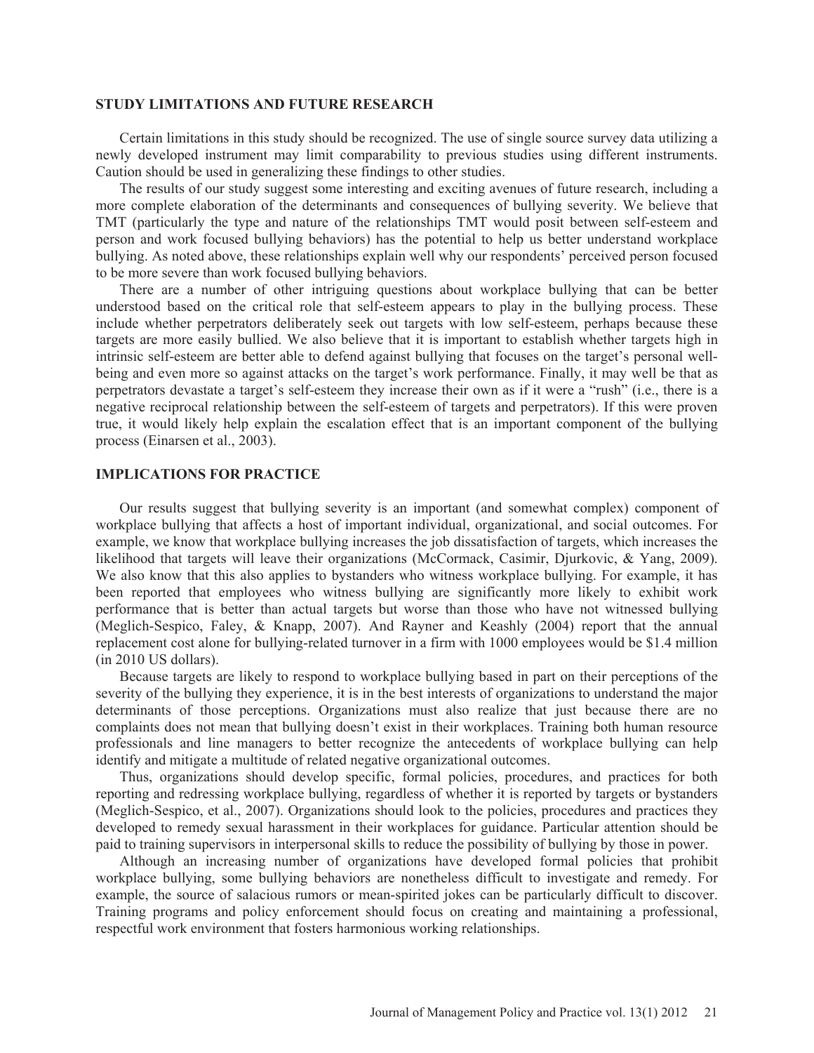## STUDY LIMITATIONS AND FUTURE RESEARCH

Certain limitations in this study should be recognized. The use of single source survey data utilizing a newly developed instrument may limit comparability to previous studies using different instruments. Caution should be used in generalizing these findings to other studies.

The results of our study suggest some interesting and exciting avenues of future research, including a more complete elaboration of the determinants and consequences of bullying severity. We believe that TMT (particularly the type and nature of the relationships TMT would posit between self-esteem and person and work focused bullying behaviors) has the potential to help us better understand workplace bullying. As noted above, these relationships explain well why our respondents' perceived person focused to be more severe than work focused bullying behaviors.

There are a number of other intriguing questions about workplace bullying that can be better understood based on the critical role that self-esteem appears to play in the bullying process. These include whether perpetrators deliberately seek out targets with low self-esteem, perhaps because these targets are more easily bullied. We also believe that it is important to establish whether targets high in intrinsic self-esteem are better able to defend against bullying that focuses on the target's personal well-being and even more so against attacks on the target's work performance. Finally, it may well be that as perpetrators devastate a target's self-esteem they increase their own as if it were a "rush" (i.e., there is a negative reciprocal relationship between the self-esteem of targets and perpetrators). If this were proven true, it would likely help explain the escalation effect that is an important component of the bullying process (Einarsen et al., 2003).

## IMPLICATIONS FOR PRACTICE

Our results suggest that bullying severity is an important (and somewhat complex) component of workplace bullying that affects a host of important individual, organizational, and social outcomes. For example, we know that workplace bullying increases the job dissatisfaction of targets, which increases the likelihood that targets will leave their organizations (McCormack, Casimir, Djurkovic, & Yang, 2009). We also know that this also applies to bystanders who witness workplace bullying. For example, it has been reported that employees who witness bullying are significantly more likely to exhibit work performance that is better than actual targets but worse than those who have not witnessed bullying (Meglich-Sespico, Faley, & Knapp, 2007). And Rayner and Keashly (2004) report that the annual replacement cost alone for bullying-related turnover in a firm with 1000 employees would be $1.4 million (in 2010 US dollars).

Because targets are likely to respond to workplace bullying based in part on their perceptions of the severity of the bullying they experience, it is in the best interests of organizations to understand the major determinants of those perceptions. Organizations must also realize that just because there are no complaints does not mean that bullying doesn't exist in their workplaces. Training both human resource professionals and line managers to better recognize the antecedents of workplace bullying can help identify and mitigate a multitude of related negative organizational outcomes.

Thus, organizations should develop specific, formal policies, procedures, and practices for both reporting and redressing workplace bullying, regardless of whether it is reported by targets or bystanders (Meglich-Sespico, et al., 2007). Organizations should look to the policies, procedures and practices they developed to remedy sexual harassment in their workplaces for guidance. Particular attention should be paid to training supervisors in interpersonal skills to reduce the possibility of bullying by those in power.

Although an increasing number of organizations have developed formal policies that prohibit workplace bullying, some bullying behaviors are nonetheless difficult to investigate and remedy. For example, the source of salacious rumors or mean-spirited jokes can be particularly difficult to discover. Training programs and policy enforcement should focus on creating and maintaining a professional, respectful work environment that fosters harmonious working relationships.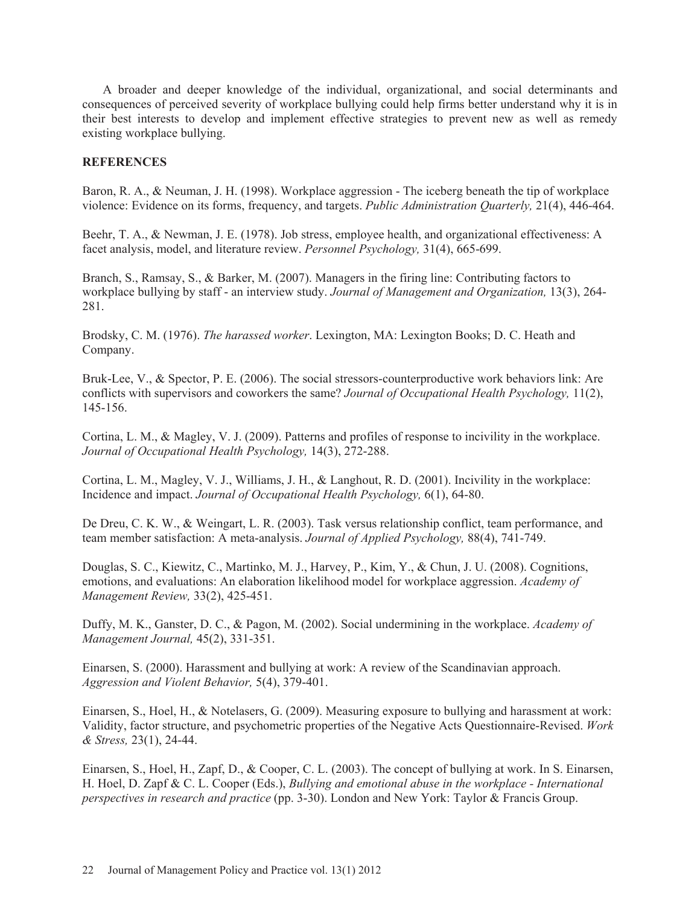A broader and deeper knowledge of the individual, organizational, and social determinants and consequences of perceived severity of workplace bullying could help firms better understand why it is in their best interests to develop and implement effective strategies to prevent new as well as remedy existing workplace bullying.

## REFERENCES

Baron, R. A., & Neuman, J. H. (1998). Workplace aggression - The iceberg beneath the tip of workplace violence: Evidence on its forms, frequency, and targets. *Public Administration Quarterly,* 21(4), 446-464.

Beehr, T. A., & Newman, J. E. (1978). Job stress, employee health, and organizational effectiveness: A facet analysis, model, and literature review. *Personnel Psychology,* 31(4), 665-699.

Branch, S., Ramsay, S., & Barker, M. (2007). Managers in the firing line: Contributing factors to workplace bullying by staff - an interview study. *Journal of Management and Organization,* 13(3), 264-281.

Brodsky, C. M. (1976). *The harassed worker*. Lexington, MA: Lexington Books; D. C. Heath and Company.

Bruk-Lee, V., & Spector, P. E. (2006). The social stressors-counterproductive work behaviors link: Are conflicts with supervisors and coworkers the same? *Journal of Occupational Health Psychology,* 11(2), 145-156.

Cortina, L. M., & Magley, V. J. (2009). Patterns and profiles of response to incivility in the workplace. *Journal of Occupational Health Psychology,* 14(3), 272-288.

Cortina, L. M., Magley, V. J., Williams, J. H., & Langhout, R. D. (2001). Incivility in the workplace: Incidence and impact. *Journal of Occupational Health Psychology,* 6(1), 64-80.

De Dreu, C. K. W., & Weingart, L. R. (2003). Task versus relationship conflict, team performance, and team member satisfaction: A meta-analysis. *Journal of Applied Psychology,* 88(4), 741-749.

Douglas, S. C., Kiewitz, C., Martinko, M. J., Harvey, P., Kim, Y., & Chun, J. U. (2008). Cognitions, emotions, and evaluations: An elaboration likelihood model for workplace aggression. *Academy of Management Review,* 33(2), 425-451.

Duffy, M. K., Ganster, D. C., & Pagon, M. (2002). Social undermining in the workplace. *Academy of Management Journal,* 45(2), 331-351.

Einarsen, S. (2000). Harassment and bullying at work: A review of the Scandinavian approach. *Aggression and Violent Behavior,* 5(4), 379-401.

Einarsen, S., Hoel, H., & Notelasers, G. (2009). Measuring exposure to bullying and harassment at work: Validity, factor structure, and psychometric properties of the Negative Acts Questionnaire-Revised. *Work & Stress,* 23(1), 24-44.

Einarsen, S., Hoel, H., Zapf, D., & Cooper, C. L. (2003). The concept of bullying at work. In S. Einarsen, H. Hoel, D. Zapf & C. L. Cooper (Eds.), *Bullying and emotional abuse in the workplace - International perspectives in research and practice* (pp. 3-30). London and New York: Taylor & Francis Group.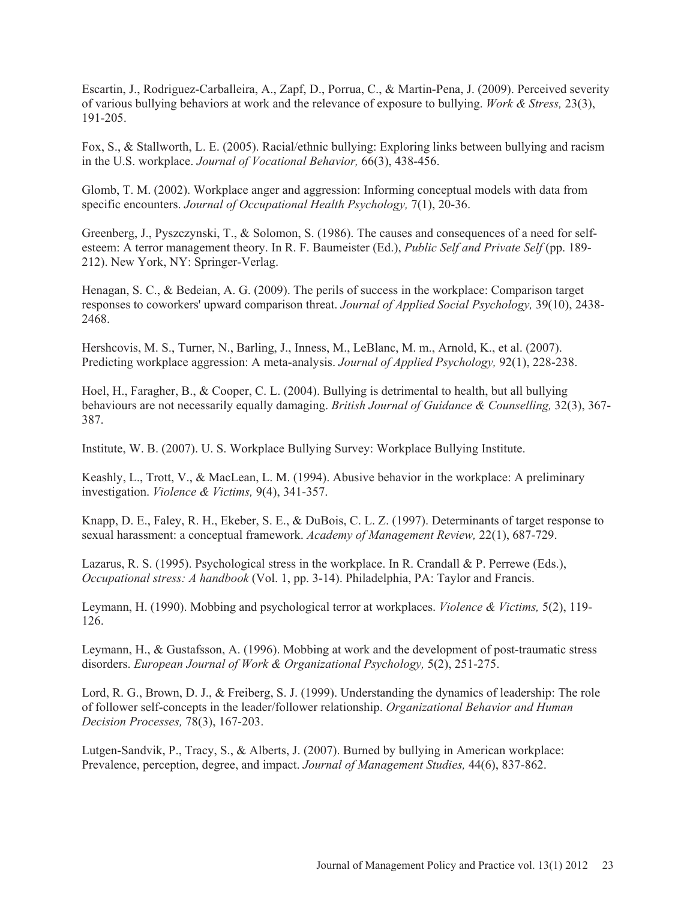Escartin, J., Rodriguez-Carballeira, A., Zapf, D., Porrua, C., & Martin-Pena, J. (2009). Perceived severity of various bullying behaviors at work and the relevance of exposure to bullying. *Work & Stress,* 23(3), 191-205.

Fox, S., & Stallworth, L. E. (2005). Racial/ethnic bullying: Exploring links between bullying and racism in the U.S. workplace. *Journal of Vocational Behavior,* 66(3), 438-456.

Glomb, T. M. (2002). Workplace anger and aggression: Informing conceptual models with data from specific encounters. *Journal of Occupational Health Psychology,* 7(1), 20-36.

Greenberg, J., Pyszczynski, T., & Solomon, S. (1986). The causes and consequences of a need for self-esteem: A terror management theory. In R. F. Baumeister (Ed.), *Public Self and Private Self* (pp. 189-212). New York, NY: Springer-Verlag.

Henagan, S. C., & Bedeian, A. G. (2009). The perils of success in the workplace: Comparison target responses to coworkers' upward comparison threat. *Journal of Applied Social Psychology,* 39(10), 2438-2468.

Hershcovis, M. S., Turner, N., Barling, J., Inness, M., LeBlanc, M. m., Arnold, K., et al. (2007). Predicting workplace aggression: A meta-analysis. *Journal of Applied Psychology,* 92(1), 228-238.

Hoel, H., Faragher, B., & Cooper, C. L. (2004). Bullying is detrimental to health, but all bullying behaviours are not necessarily equally damaging. *British Journal of Guidance & Counselling,* 32(3), 367-387.

Institute, W. B. (2007). U. S. Workplace Bullying Survey: Workplace Bullying Institute.

Keashly, L., Trott, V., & MacLean, L. M. (1994). Abusive behavior in the workplace: A preliminary investigation. *Violence & Victims,* 9(4), 341-357.

Knapp, D. E., Faley, R. H., Ekeber, S. E., & DuBois, C. L. Z. (1997). Determinants of target response to sexual harassment: a conceptual framework. *Academy of Management Review,* 22(1), 687-729.

Lazarus, R. S. (1995). Psychological stress in the workplace. In R. Crandall & P. Perrewe (Eds.), *Occupational stress: A handbook* (Vol. 1, pp. 3-14). Philadelphia, PA: Taylor and Francis.

Leymann, H. (1990). Mobbing and psychological terror at workplaces. *Violence & Victims,* 5(2), 119-126.

Leymann, H., & Gustafsson, A. (1996). Mobbing at work and the development of post-traumatic stress disorders. *European Journal of Work & Organizational Psychology,* 5(2), 251-275.

Lord, R. G., Brown, D. J., & Freiberg, S. J. (1999). Understanding the dynamics of leadership: The role of follower self-concepts in the leader/follower relationship. *Organizational Behavior and Human Decision Processes,* 78(3), 167-203.

Lutgen-Sandvik, P., Tracy, S., & Alberts, J. (2007). Burned by bullying in American workplace: Prevalence, perception, degree, and impact. *Journal of Management Studies,* 44(6), 837-862.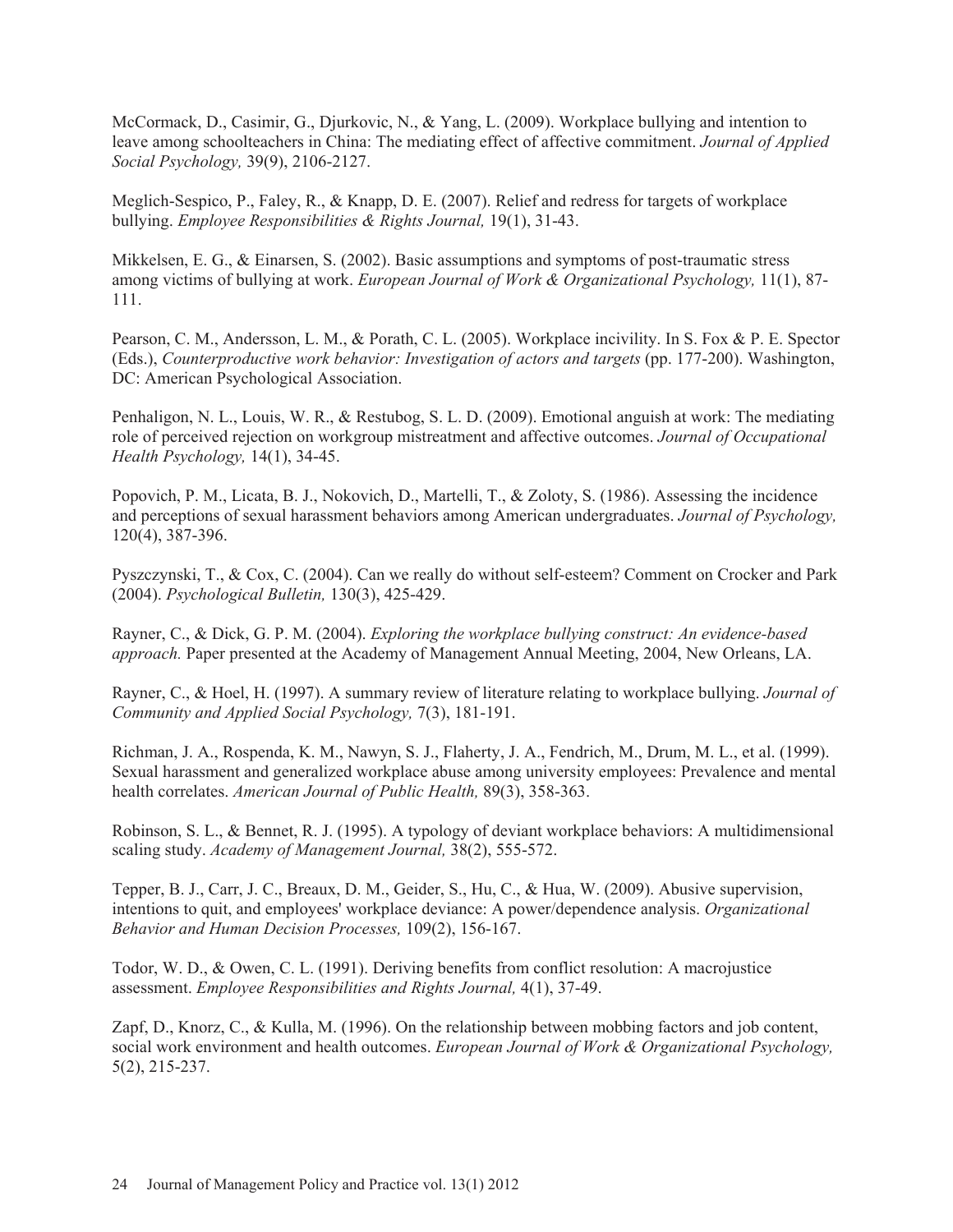McCormack, D., Casimir, G., Djurkovic, N., & Yang, L. (2009). Workplace bullying and intention to leave among schoolteachers in China: The mediating effect of affective commitment. *Journal of Applied Social Psychology,* 39(9), 2106-2127.

Meglich-Sespico, P., Faley, R., & Knapp, D. E. (2007). Relief and redress for targets of workplace bullying. *Employee Responsibilities & Rights Journal,* 19(1), 31-43.

Mikkelsen, E. G., & Einarsen, S. (2002). Basic assumptions and symptoms of post-traumatic stress among victims of bullying at work. *European Journal of Work & Organizational Psychology,* 11(1), 87-111.

Pearson, C. M., Andersson, L. M., & Porath, C. L. (2005). Workplace incivility. In S. Fox & P. E. Spector (Eds.), *Counterproductive work behavior: Investigation of actors and targets* (pp. 177-200). Washington, DC: American Psychological Association.

Penhaligon, N. L., Louis, W. R., & Restubog, S. L. D. (2009). Emotional anguish at work: The mediating role of perceived rejection on workgroup mistreatment and affective outcomes. *Journal of Occupational Health Psychology,* 14(1), 34-45.

Popovich, P. M., Licata, B. J., Nokovich, D., Martelli, T., & Zoloty, S. (1986). Assessing the incidence and perceptions of sexual harassment behaviors among American undergraduates. *Journal of Psychology,* 120(4), 387-396.

Pyszczynski, T., & Cox, C. (2004). Can we really do without self-esteem? Comment on Crocker and Park (2004). *Psychological Bulletin,* 130(3), 425-429.

Rayner, C., & Dick, G. P. M. (2004). *Exploring the workplace bullying construct: An evidence-based approach.* Paper presented at the Academy of Management Annual Meeting, 2004, New Orleans, LA.

Rayner, C., & Hoel, H. (1997). A summary review of literature relating to workplace bullying. *Journal of Community and Applied Social Psychology,* 7(3), 181-191.

Richman, J. A., Rospenda, K. M., Nawyn, S. J., Flaherty, J. A., Fendrich, M., Drum, M. L., et al. (1999). Sexual harassment and generalized workplace abuse among university employees: Prevalence and mental health correlates. *American Journal of Public Health,* 89(3), 358-363.

Robinson, S. L., & Bennet, R. J. (1995). A typology of deviant workplace behaviors: A multidimensional scaling study. *Academy of Management Journal,* 38(2), 555-572.

Tepper, B. J., Carr, J. C., Breaux, D. M., Geider, S., Hu, C., & Hua, W. (2009). Abusive supervision, intentions to quit, and employees' workplace deviance: A power/dependence analysis. *Organizational Behavior and Human Decision Processes,* 109(2), 156-167.

Todor, W. D., & Owen, C. L. (1991). Deriving benefits from conflict resolution: A macrojustice assessment. *Employee Responsibilities and Rights Journal,* 4(1), 37-49.

Zapf, D., Knorz, C., & Kulla, M. (1996). On the relationship between mobbing factors and job content, social work environment and health outcomes. *European Journal of Work & Organizational Psychology,* 5(2), 215-237.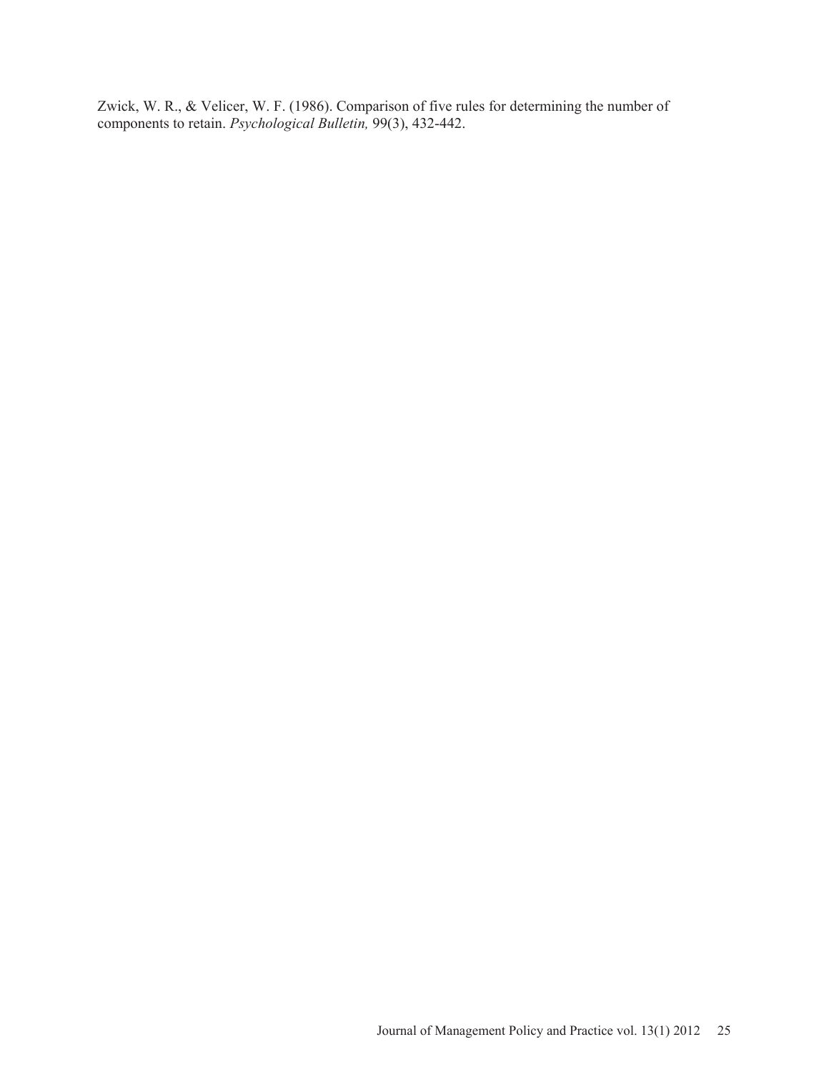Zwick, W. R., & Velicer, W. F. (1986). Comparison of five rules for determining the number of components to retain. *Psychological Bulletin,* 99(3), 432-442.